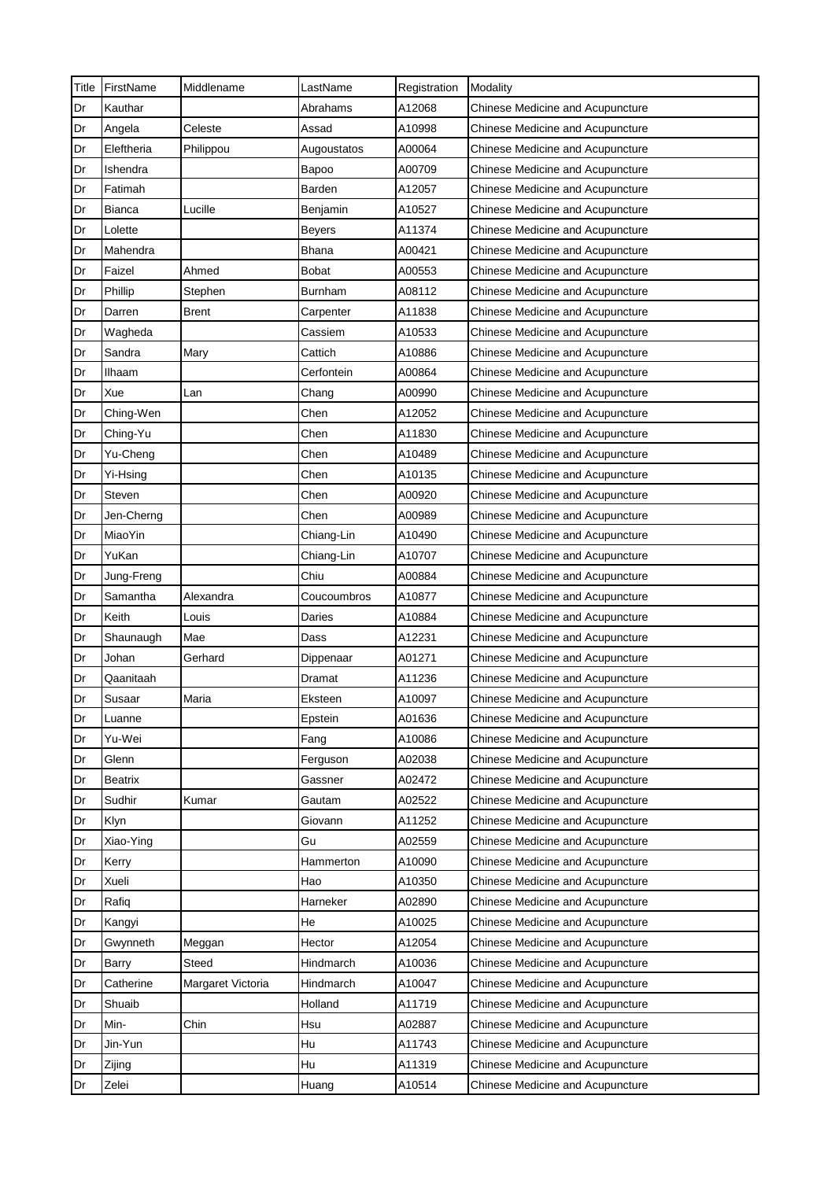| Title | FirstName | Middlename | LastName | Registration | Modality |
|---|---|---|---|---|---|
| Dr | Kauthar | | Abrahams | A12068 | Chinese Medicine and Acupuncture |
| Dr | Angela | Celeste | Assad | A10998 | Chinese Medicine and Acupuncture |
| Dr | Eleftheria | Philippou | Augoustatos | A00064 | Chinese Medicine and Acupuncture |
| Dr | Ishendra | | Bapoo | A00709 | Chinese Medicine and Acupuncture |
| Dr | Fatimah | | Barden | A12057 | Chinese Medicine and Acupuncture |
| Dr | Bianca | Lucille | Benjamin | A10527 | Chinese Medicine and Acupuncture |
| Dr | Lolette | | Beyers | A11374 | Chinese Medicine and Acupuncture |
| Dr | Mahendra | | Bhana | A00421 | Chinese Medicine and Acupuncture |
| Dr | Faizel | Ahmed | Bobat | A00553 | Chinese Medicine and Acupuncture |
| Dr | Phillip | Stephen | Burnham | A08112 | Chinese Medicine and Acupuncture |
| Dr | Darren | Brent | Carpenter | A11838 | Chinese Medicine and Acupuncture |
| Dr | Wagheda | | Cassiem | A10533 | Chinese Medicine and Acupuncture |
| Dr | Sandra | Mary | Cattich | A10886 | Chinese Medicine and Acupuncture |
| Dr | Ilhaam | | Cerfontein | A00864 | Chinese Medicine and Acupuncture |
| Dr | Xue | Lan | Chang | A00990 | Chinese Medicine and Acupuncture |
| Dr | Ching-Wen | | Chen | A12052 | Chinese Medicine and Acupuncture |
| Dr | Ching-Yu | | Chen | A11830 | Chinese Medicine and Acupuncture |
| Dr | Yu-Cheng | | Chen | A10489 | Chinese Medicine and Acupuncture |
| Dr | Yi-Hsing | | Chen | A10135 | Chinese Medicine and Acupuncture |
| Dr | Steven | | Chen | A00920 | Chinese Medicine and Acupuncture |
| Dr | Jen-Cherng | | Chen | A00989 | Chinese Medicine and Acupuncture |
| Dr | MiaoYin | | Chiang-Lin | A10490 | Chinese Medicine and Acupuncture |
| Dr | YuKan | | Chiang-Lin | A10707 | Chinese Medicine and Acupuncture |
| Dr | Jung-Freng | | Chiu | A00884 | Chinese Medicine and Acupuncture |
| Dr | Samantha | Alexandra | Coucoumbros | A10877 | Chinese Medicine and Acupuncture |
| Dr | Keith | Louis | Daries | A10884 | Chinese Medicine and Acupuncture |
| Dr | Shaunaugh | Mae | Dass | A12231 | Chinese Medicine and Acupuncture |
| Dr | Johan | Gerhard | Dippenaar | A01271 | Chinese Medicine and Acupuncture |
| Dr | Qaanitaah | | Dramat | A11236 | Chinese Medicine and Acupuncture |
| Dr | Susaar | Maria | Eksteen | A10097 | Chinese Medicine and Acupuncture |
| Dr | Luanne | | Epstein | A01636 | Chinese Medicine and Acupuncture |
| Dr | Yu-Wei | | Fang | A10086 | Chinese Medicine and Acupuncture |
| Dr | Glenn | | Ferguson | A02038 | Chinese Medicine and Acupuncture |
| Dr | Beatrix | | Gassner | A02472 | Chinese Medicine and Acupuncture |
| Dr | Sudhir | Kumar | Gautam | A02522 | Chinese Medicine and Acupuncture |
| Dr | Klyn | | Giovann | A11252 | Chinese Medicine and Acupuncture |
| Dr | Xiao-Ying | | Gu | A02559 | Chinese Medicine and Acupuncture |
| Dr | Kerry | | Hammerton | A10090 | Chinese Medicine and Acupuncture |
| Dr | Xueli | | Hao | A10350 | Chinese Medicine and Acupuncture |
| Dr | Rafiq | | Harneker | A02890 | Chinese Medicine and Acupuncture |
| Dr | Kangyi | | He | A10025 | Chinese Medicine and Acupuncture |
| Dr | Gwynneth | Meggan | Hector | A12054 | Chinese Medicine and Acupuncture |
| Dr | Barry | Steed | Hindmarch | A10036 | Chinese Medicine and Acupuncture |
| Dr | Catherine | Margaret Victoria | Hindmarch | A10047 | Chinese Medicine and Acupuncture |
| Dr | Shuaib | | Holland | A11719 | Chinese Medicine and Acupuncture |
| Dr | Min- | Chin | Hsu | A02887 | Chinese Medicine and Acupuncture |
| Dr | Jin-Yun | | Hu | A11743 | Chinese Medicine and Acupuncture |
| Dr | Zijing | | Hu | A11319 | Chinese Medicine and Acupuncture |
| Dr | Zelei | | Huang | A10514 | Chinese Medicine and Acupuncture |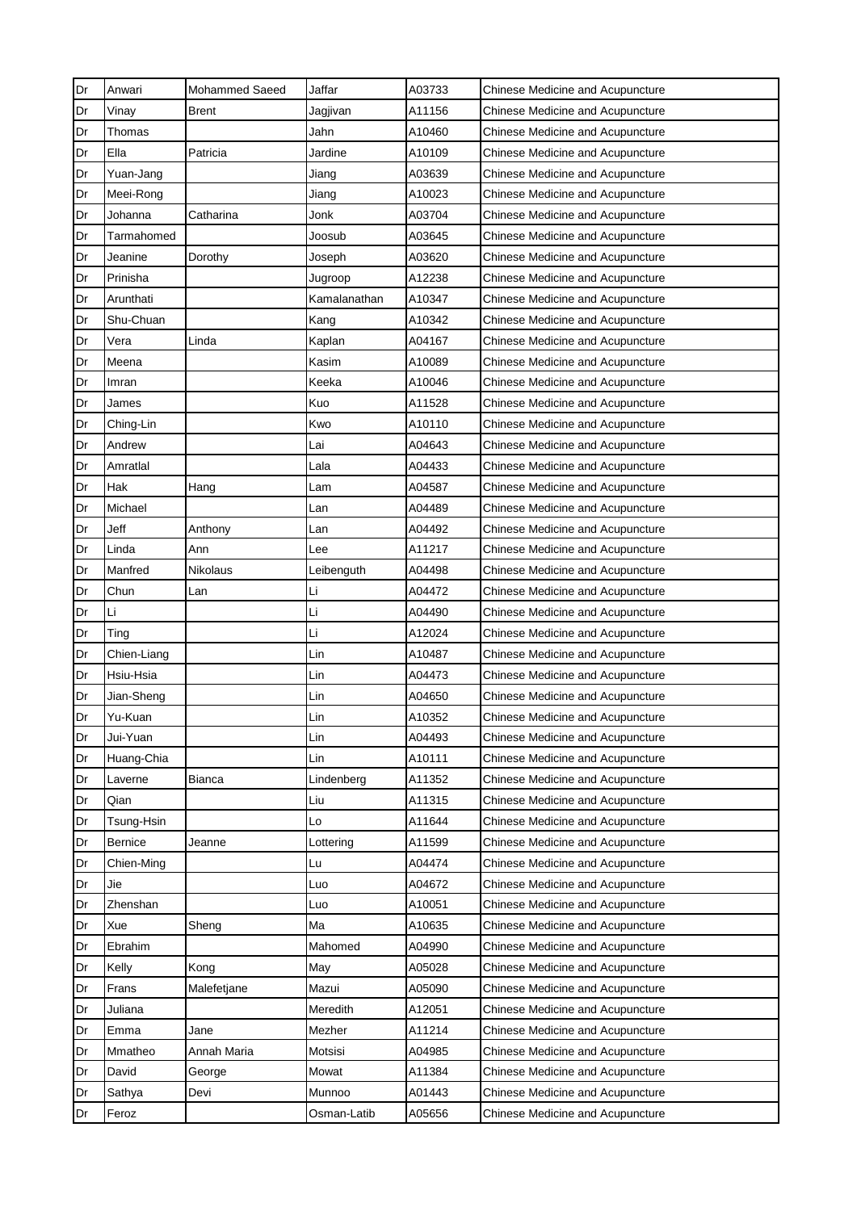| Dr | Anwari | Mohammed Saeed | Jaffar | A03733 | Chinese Medicine and Acupuncture |
|---|---|---|---|---|---|
| Dr | Vinay | Brent | Jagjivan | A11156 | Chinese Medicine and Acupuncture |
| Dr | Thomas | | Jahn | A10460 | Chinese Medicine and Acupuncture |
| Dr | Ella | Patricia | Jardine | A10109 | Chinese Medicine and Acupuncture |
| Dr | Yuan-Jang | | Jiang | A03639 | Chinese Medicine and Acupuncture |
| Dr | Meei-Rong | | Jiang | A10023 | Chinese Medicine and Acupuncture |
| Dr | Johanna | Catharina | Jonk | A03704 | Chinese Medicine and Acupuncture |
| Dr | Tarmahomed | | Joosub | A03645 | Chinese Medicine and Acupuncture |
| Dr | Jeanine | Dorothy | Joseph | A03620 | Chinese Medicine and Acupuncture |
| Dr | Prinisha | | Jugroop | A12238 | Chinese Medicine and Acupuncture |
| Dr | Arunthati | | Kamalanathan | A10347 | Chinese Medicine and Acupuncture |
| Dr | Shu-Chuan | | Kang | A10342 | Chinese Medicine and Acupuncture |
| Dr | Vera | Linda | Kaplan | A04167 | Chinese Medicine and Acupuncture |
| Dr | Meena | | Kasim | A10089 | Chinese Medicine and Acupuncture |
| Dr | Imran | | Keeka | A10046 | Chinese Medicine and Acupuncture |
| Dr | James | | Kuo | A11528 | Chinese Medicine and Acupuncture |
| Dr | Ching-Lin | | Kwo | A10110 | Chinese Medicine and Acupuncture |
| Dr | Andrew | | Lai | A04643 | Chinese Medicine and Acupuncture |
| Dr | Amratlal | | Lala | A04433 | Chinese Medicine and Acupuncture |
| Dr | Hak | Hang | Lam | A04587 | Chinese Medicine and Acupuncture |
| Dr | Michael | | Lan | A04489 | Chinese Medicine and Acupuncture |
| Dr | Jeff | Anthony | Lan | A04492 | Chinese Medicine and Acupuncture |
| Dr | Linda | Ann | Lee | A11217 | Chinese Medicine and Acupuncture |
| Dr | Manfred | Nikolaus | Leibenguth | A04498 | Chinese Medicine and Acupuncture |
| Dr | Chun | Lan | Li | A04472 | Chinese Medicine and Acupuncture |
| Dr | Li | | Li | A04490 | Chinese Medicine and Acupuncture |
| Dr | Ting | | Li | A12024 | Chinese Medicine and Acupuncture |
| Dr | Chien-Liang | | Lin | A10487 | Chinese Medicine and Acupuncture |
| Dr | Hsiu-Hsia | | Lin | A04473 | Chinese Medicine and Acupuncture |
| Dr | Jian-Sheng | | Lin | A04650 | Chinese Medicine and Acupuncture |
| Dr | Yu-Kuan | | Lin | A10352 | Chinese Medicine and Acupuncture |
| Dr | Jui-Yuan | | Lin | A04493 | Chinese Medicine and Acupuncture |
| Dr | Huang-Chia | | Lin | A10111 | Chinese Medicine and Acupuncture |
| Dr | Laverne | Bianca | Lindenberg | A11352 | Chinese Medicine and Acupuncture |
| Dr | Qian | | Liu | A11315 | Chinese Medicine and Acupuncture |
| Dr | Tsung-Hsin | | Lo | A11644 | Chinese Medicine and Acupuncture |
| Dr | Bernice | Jeanne | Lottering | A11599 | Chinese Medicine and Acupuncture |
| Dr | Chien-Ming | | Lu | A04474 | Chinese Medicine and Acupuncture |
| Dr | Jie | | Luo | A04672 | Chinese Medicine and Acupuncture |
| Dr | Zhenshan | | Luo | A10051 | Chinese Medicine and Acupuncture |
| Dr | Xue | Sheng | Ma | A10635 | Chinese Medicine and Acupuncture |
| Dr | Ebrahim | | Mahomed | A04990 | Chinese Medicine and Acupuncture |
| Dr | Kelly | Kong | May | A05028 | Chinese Medicine and Acupuncture |
| Dr | Frans | Malefetjane | Mazui | A05090 | Chinese Medicine and Acupuncture |
| Dr | Juliana | | Meredith | A12051 | Chinese Medicine and Acupuncture |
| Dr | Emma | Jane | Mezher | A11214 | Chinese Medicine and Acupuncture |
| Dr | Mmatheo | Annah Maria | Motsisi | A04985 | Chinese Medicine and Acupuncture |
| Dr | David | George | Mowat | A11384 | Chinese Medicine and Acupuncture |
| Dr | Sathya | Devi | Munnoo | A01443 | Chinese Medicine and Acupuncture |
| Dr | Feroz | | Osman-Latib | A05656 | Chinese Medicine and Acupuncture |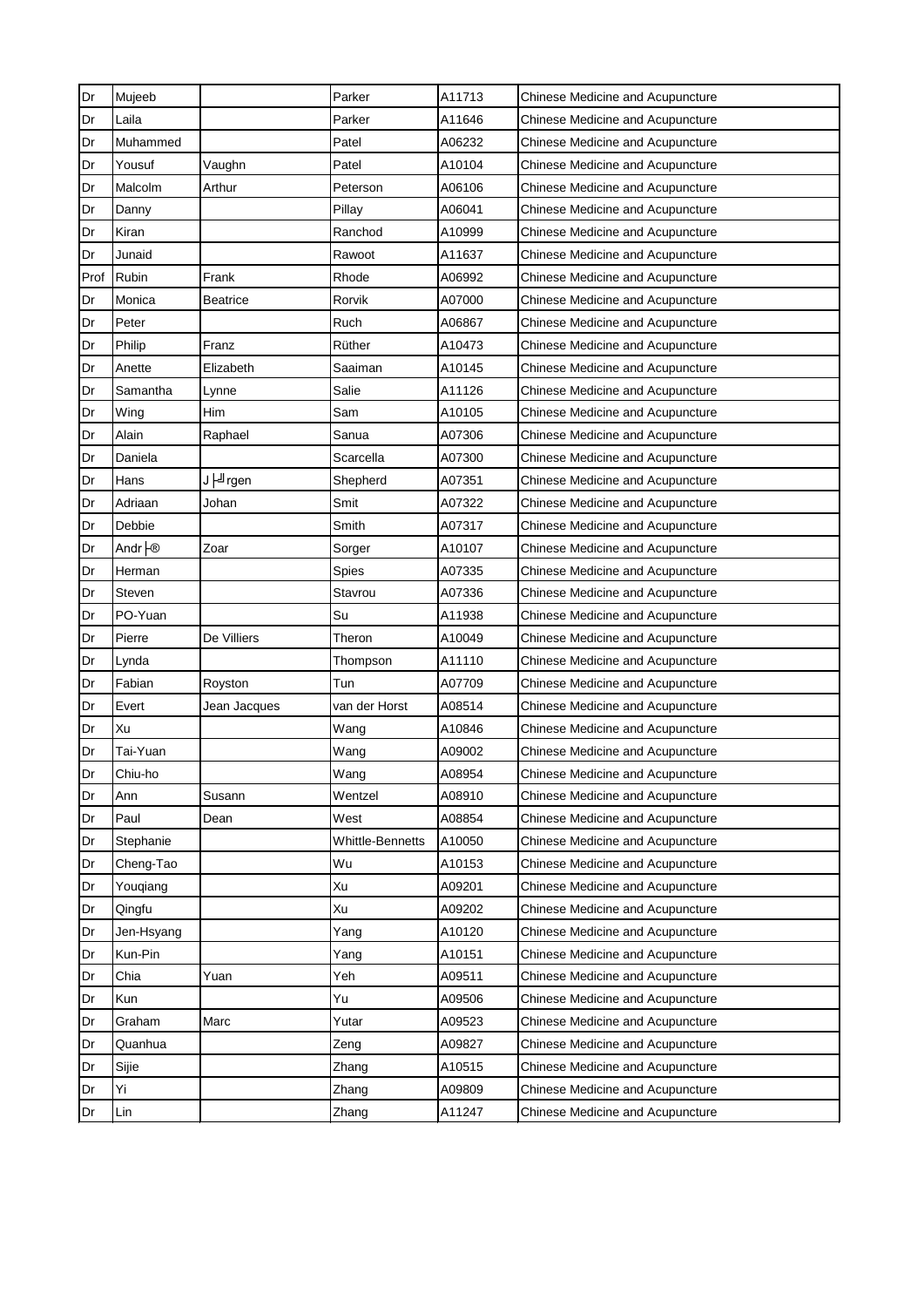| | | | | | |
|---|---|---|---|---|---|
| Dr | Mujeeb | | Parker | A11713 | Chinese Medicine and Acupuncture |
| Dr | Laila | | Parker | A11646 | Chinese Medicine and Acupuncture |
| Dr | Muhammed | | Patel | A06232 | Chinese Medicine and Acupuncture |
| Dr | Yousuf | Vaughn | Patel | A10104 | Chinese Medicine and Acupuncture |
| Dr | Malcolm | Arthur | Peterson | A06106 | Chinese Medicine and Acupuncture |
| Dr | Danny | | Pillay | A06041 | Chinese Medicine and Acupuncture |
| Dr | Kiran | | Ranchod | A10999 | Chinese Medicine and Acupuncture |
| Dr | Junaid | | Rawoot | A11637 | Chinese Medicine and Acupuncture |
| Prof | Rubin | Frank | Rhode | A06992 | Chinese Medicine and Acupuncture |
| Dr | Monica | Beatrice | Rorvik | A07000 | Chinese Medicine and Acupuncture |
| Dr | Peter | | Ruch | A06867 | Chinese Medicine and Acupuncture |
| Dr | Philip | Franz | Rüther | A10473 | Chinese Medicine and Acupuncture |
| Dr | Anette | Elizabeth | Saaiman | A10145 | Chinese Medicine and Acupuncture |
| Dr | Samantha | Lynne | Salie | A11126 | Chinese Medicine and Acupuncture |
| Dr | Wing | Him | Sam | A10105 | Chinese Medicine and Acupuncture |
| Dr | Alain | Raphael | Sanua | A07306 | Chinese Medicine and Acupuncture |
| Dr | Daniela | | Scarcella | A07300 | Chinese Medicine and Acupuncture |
| Dr | Hans | J├╝rgen | Shepherd | A07351 | Chinese Medicine and Acupuncture |
| Dr | Adriaan | Johan | Smit | A07322 | Chinese Medicine and Acupuncture |
| Dr | Debbie | | Smith | A07317 | Chinese Medicine and Acupuncture |
| Dr | Andr├® | Zoar | Sorger | A10107 | Chinese Medicine and Acupuncture |
| Dr | Herman | | Spies | A07335 | Chinese Medicine and Acupuncture |
| Dr | Steven | | Stavrou | A07336 | Chinese Medicine and Acupuncture |
| Dr | PO-Yuan | | Su | A11938 | Chinese Medicine and Acupuncture |
| Dr | Pierre | De Villiers | Theron | A10049 | Chinese Medicine and Acupuncture |
| Dr | Lynda | | Thompson | A11110 | Chinese Medicine and Acupuncture |
| Dr | Fabian | Royston | Tun | A07709 | Chinese Medicine and Acupuncture |
| Dr | Evert | Jean Jacques | van der Horst | A08514 | Chinese Medicine and Acupuncture |
| Dr | Xu | | Wang | A10846 | Chinese Medicine and Acupuncture |
| Dr | Tai-Yuan | | Wang | A09002 | Chinese Medicine and Acupuncture |
| Dr | Chiu-ho | | Wang | A08954 | Chinese Medicine and Acupuncture |
| Dr | Ann | Susann | Wentzel | A08910 | Chinese Medicine and Acupuncture |
| Dr | Paul | Dean | West | A08854 | Chinese Medicine and Acupuncture |
| Dr | Stephanie | | Whittle-Bennetts | A10050 | Chinese Medicine and Acupuncture |
| Dr | Cheng-Tao | | Wu | A10153 | Chinese Medicine and Acupuncture |
| Dr | Youqiang | | Xu | A09201 | Chinese Medicine and Acupuncture |
| Dr | Qingfu | | Xu | A09202 | Chinese Medicine and Acupuncture |
| Dr | Jen-Hsyang | | Yang | A10120 | Chinese Medicine and Acupuncture |
| Dr | Kun-Pin | | Yang | A10151 | Chinese Medicine and Acupuncture |
| Dr | Chia | Yuan | Yeh | A09511 | Chinese Medicine and Acupuncture |
| Dr | Kun | | Yu | A09506 | Chinese Medicine and Acupuncture |
| Dr | Graham | Marc | Yutar | A09523 | Chinese Medicine and Acupuncture |
| Dr | Quanhua | | Zeng | A09827 | Chinese Medicine and Acupuncture |
| Dr | Sijie | | Zhang | A10515 | Chinese Medicine and Acupuncture |
| Dr | Yi | | Zhang | A09809 | Chinese Medicine and Acupuncture |
| Dr | Lin | | Zhang | A11247 | Chinese Medicine and Acupuncture |